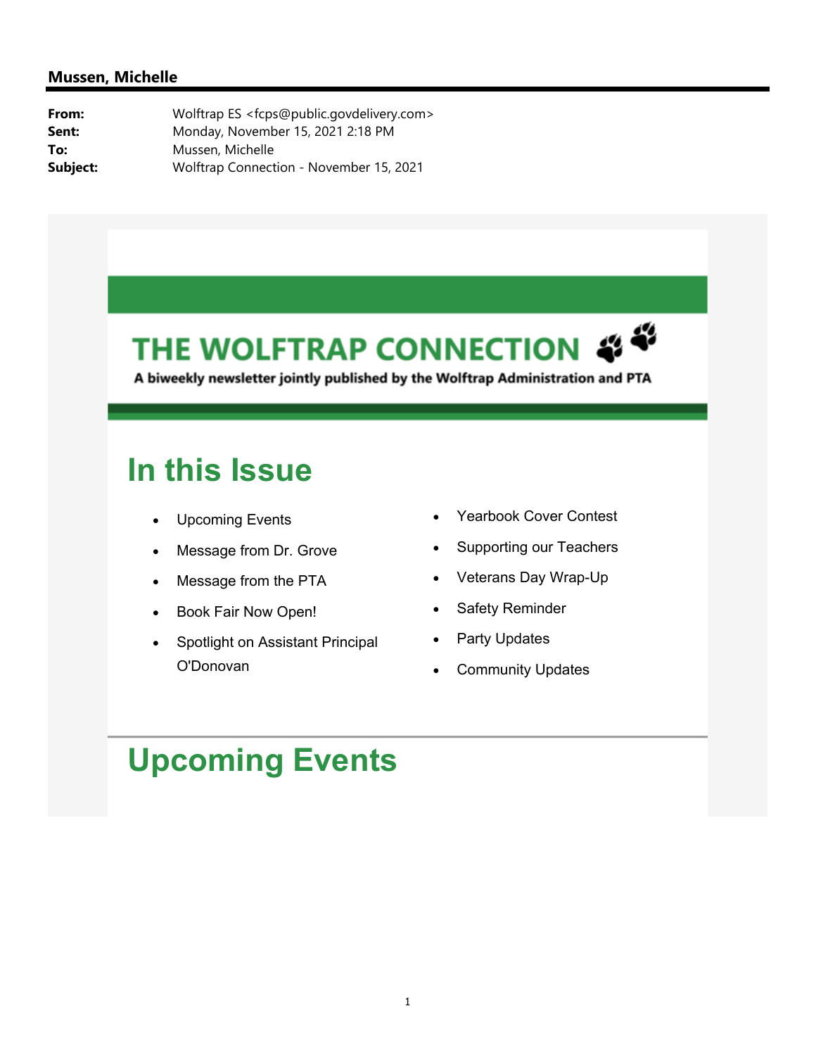**Mussen, Michelle**

**From:** Wolftrap ES <fcps@public.govdelivery.com>
**Sent:** Monday, November 15, 2021 2:18 PM
**To:** Mussen, Michelle
**Subject:** Wolftrap Connection - November 15, 2021

# THE WOLFTRAP CONNECTION

**A biweekly newsletter jointly published by the Wolftrap Administration and PTA**

# In this Issue

- Upcoming Events
- Message from Dr. Grove
- Message from the PTA
- Book Fair Now Open!
- Spotlight on Assistant Principal O'Donovan
- Yearbook Cover Contest
- Supporting our Teachers
- Veterans Day Wrap-Up
- Safety Reminder
- Party Updates
- Community Updates

# Upcoming Events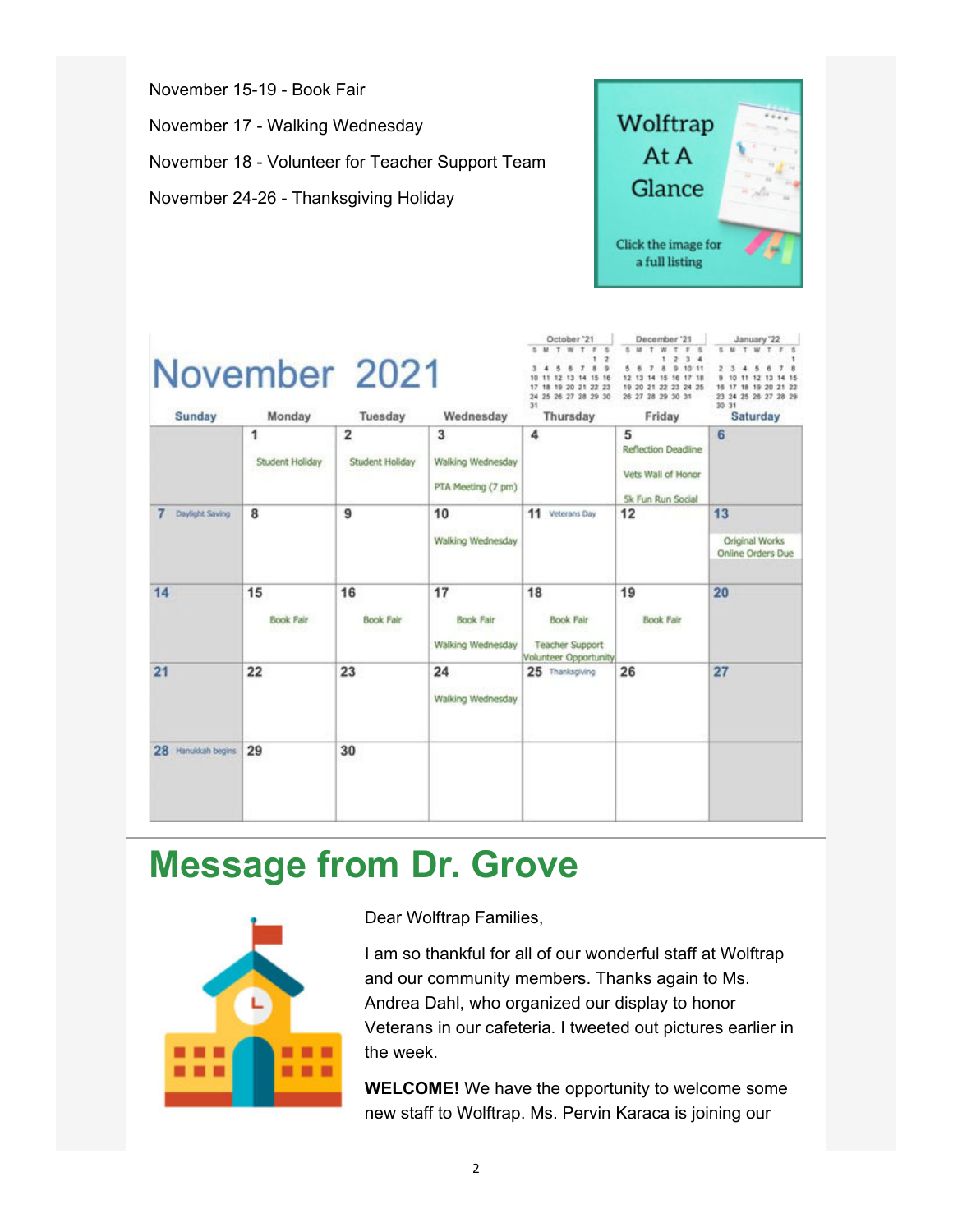November 15-19 - Book Fair

November 17 - Walking Wednesday

November 18 - Volunteer for Teacher Support Team

November 24-26 - Thanksgiving Holiday

Wolftrap At A Glance

Click the image for a full listing

# November 2021

| Sunday | Monday | Tuesday | Wednesday | Thursday | Friday | Saturday |
|---|---|---|---|---|---|---|
| | 1 Student Holiday | 2 Student Holiday | 3 Walking Wednesday PTA Meeting (7 pm) | 4 | 5 Reflection Deadline Vets Wall of Honor 5k Fun Run Social | 6 |
| 7 Daylight Saving | 8 | 9 | 10 Walking Wednesday | 11 Veterans Day | 12 | 13 Original Works Online Orders Due |
| 14 | 15 Book Fair | 16 Book Fair | 17 Book Fair Walking Wednesday | 18 Book Fair Teacher Support Volunteer Opportunity | 19 Book Fair | 20 |
| 21 | 22 | 23 | 24 Walking Wednesday | 25 Thanksgiving | 26 | 27 |
| 28 Hanukkah begins | 29 | 30 | | | | |

## Message from Dr. Grove

Dear Wolftrap Families,

I am so thankful for all of our wonderful staff at Wolftrap and our community members. Thanks again to Ms. Andrea Dahl, who organized our display to honor Veterans in our cafeteria. I tweeted out pictures earlier in the week.

**WELCOME!** We have the opportunity to welcome some new staff to Wolftrap. Ms. Pervin Karaca is joining our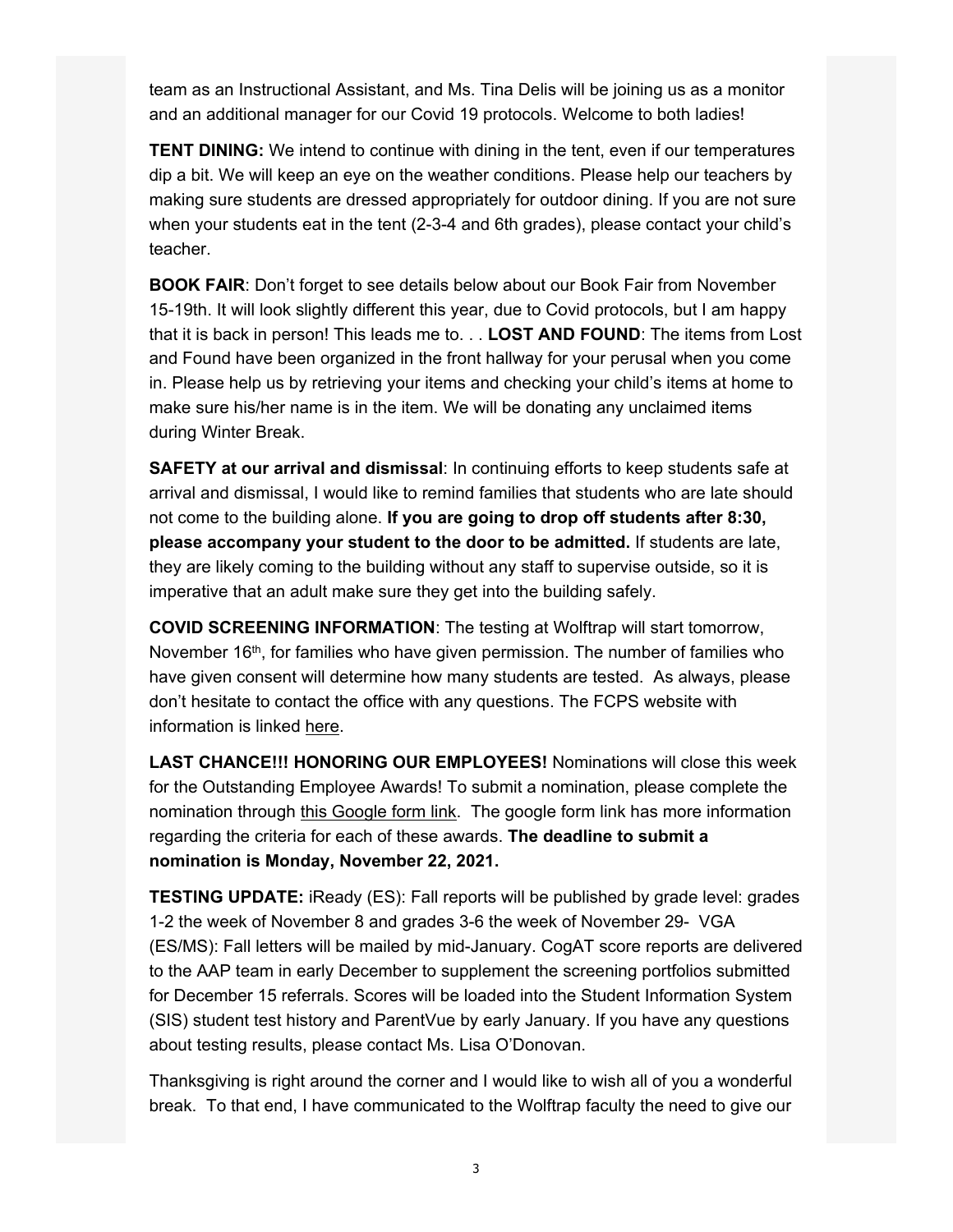team as an Instructional Assistant, and Ms. Tina Delis will be joining us as a monitor and an additional manager for our Covid 19 protocols. Welcome to both ladies!

**TENT DINING:** We intend to continue with dining in the tent, even if our temperatures dip a bit. We will keep an eye on the weather conditions. Please help our teachers by making sure students are dressed appropriately for outdoor dining. If you are not sure when your students eat in the tent (2-3-4 and 6th grades), please contact your child's teacher.

**BOOK FAIR**: Don't forget to see details below about our Book Fair from November 15-19th. It will look slightly different this year, due to Covid protocols, but I am happy that it is back in person! This leads me to. . . **LOST AND FOUND**: The items from Lost and Found have been organized in the front hallway for your perusal when you come in. Please help us by retrieving your items and checking your child's items at home to make sure his/her name is in the item. We will be donating any unclaimed items during Winter Break.

**SAFETY at our arrival and dismissal**: In continuing efforts to keep students safe at arrival and dismissal, I would like to remind families that students who are late should not come to the building alone. **If you are going to drop off students after 8:30, please accompany your student to the door to be admitted.** If students are late, they are likely coming to the building without any staff to supervise outside, so it is imperative that an adult make sure they get into the building safely.

**COVID SCREENING INFORMATION**: The testing at Wolftrap will start tomorrow, November 16th, for families who have given permission. The number of families who have given consent will determine how many students are tested. As always, please don't hesitate to contact the office with any questions. The FCPS website with information is linked here.

**LAST CHANCE!!! HONORING OUR EMPLOYEES!** Nominations will close this week for the Outstanding Employee Awards! To submit a nomination, please complete the nomination through this Google form link. The google form link has more information regarding the criteria for each of these awards. **The deadline to submit a nomination is Monday, November 22, 2021.**

**TESTING UPDATE:** iReady (ES): Fall reports will be published by grade level: grades 1-2 the week of November 8 and grades 3-6 the week of November 29- VGA (ES/MS): Fall letters will be mailed by mid-January. CogAT score reports are delivered to the AAP team in early December to supplement the screening portfolios submitted for December 15 referrals. Scores will be loaded into the Student Information System (SIS) student test history and ParentVue by early January. If you have any questions about testing results, please contact Ms. Lisa O'Donovan.

Thanksgiving is right around the corner and I would like to wish all of you a wonderful break. To that end, I have communicated to the Wolftrap faculty the need to give our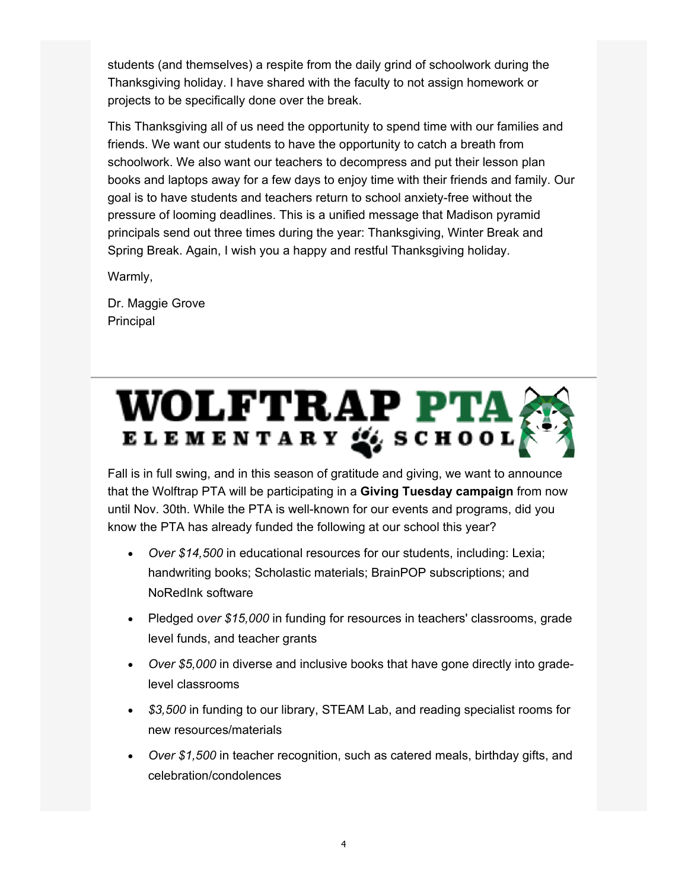students (and themselves) a respite from the daily grind of schoolwork during the Thanksgiving holiday. I have shared with the faculty to not assign homework or projects to be specifically done over the break.

This Thanksgiving all of us need the opportunity to spend time with our families and friends. We want our students to have the opportunity to catch a breath from schoolwork. We also want our teachers to decompress and put their lesson plan books and laptops away for a few days to enjoy time with their friends and family. Our goal is to have students and teachers return to school anxiety-free without the pressure of looming deadlines. This is a unified message that Madison pyramid principals send out three times during the year: Thanksgiving, Winter Break and Spring Break. Again, I wish you a happy and restful Thanksgiving holiday.

Warmly,

Dr. Maggie Grove
Principal

---

# WOLFTRAP PTA
## ELEMENTARY SCHOOL

Fall is in full swing, and in this season of gratitude and giving, we want to announce that the Wolftrap PTA will be participating in a **Giving Tuesday campaign** from now until Nov. 30th. While the PTA is well-known for our events and programs, did you know the PTA has already funded the following at our school this year?

- *Over $14,500* in educational resources for our students, including: Lexia; handwriting books; Scholastic materials; BrainPOP subscriptions; and NoRedInk software
- Pledged o*ver $15,000* in funding for resources in teachers' classrooms, grade level funds, and teacher grants
- *Over $5,000* in diverse and inclusive books that have gone directly into grade-level classrooms
- *$3,500* in funding to our library, STEAM Lab, and reading specialist rooms for new resources/materials
- *Over $1,500* in teacher recognition, such as catered meals, birthday gifts, and celebration/condolences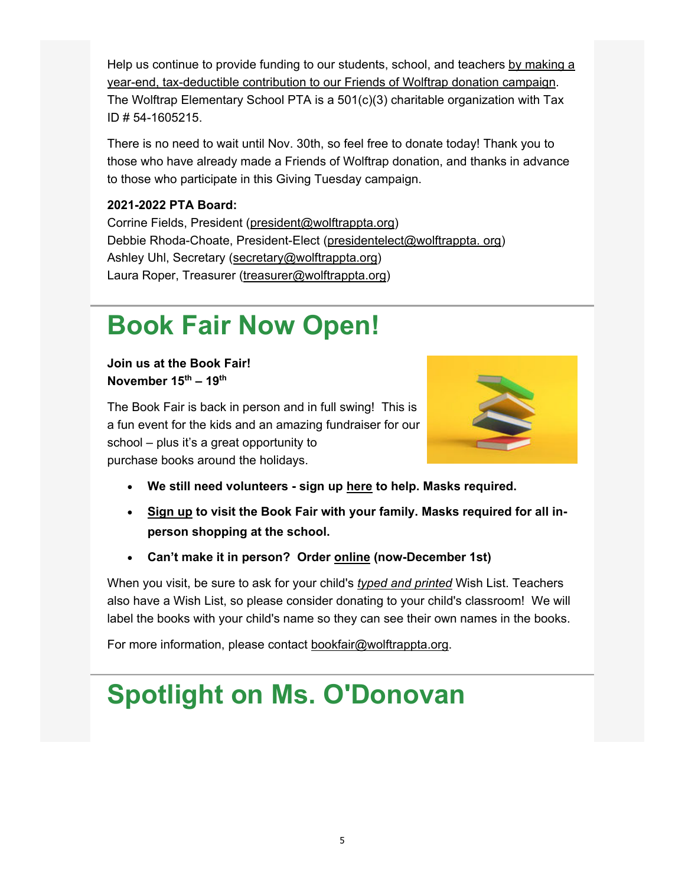Help us continue to provide funding to our students, school, and teachers by making a year-end, tax-deductible contribution to our Friends of Wolftrap donation campaign. The Wolftrap Elementary School PTA is a 501(c)(3) charitable organization with Tax ID # 54-1605215.

There is no need to wait until Nov. 30th, so feel free to donate today! Thank you to those who have already made a Friends of Wolftrap donation, and thanks in advance to those who participate in this Giving Tuesday campaign.

**2021-2022 PTA Board:**
Corrine Fields, President (president@wolftrappta.org)
Debbie Rhoda-Choate, President-Elect (presidentelect@wolftrappta. org)
Ashley Uhl, Secretary (secretary@wolftrappta.org)
Laura Roper, Treasurer (treasurer@wolftrappta.org)

# Book Fair Now Open!

**Join us at the Book Fair!**
**November 15th – 19th**

The Book Fair is back in person and in full swing! This is a fun event for the kids and an amazing fundraiser for our school – plus it's a great opportunity to purchase books around the holidays.

- **We still need volunteers - sign up here to help. Masks required.**
- **Sign up to visit the Book Fair with your family. Masks required for all in-person shopping at the school.**
- **Can't make it in person? Order online (now-December 1st)**

When you visit, be sure to ask for your child's *typed and printed* Wish List. Teachers also have a Wish List, so please consider donating to your child's classroom! We will label the books with your child's name so they can see their own names in the books.

For more information, please contact bookfair@wolftrappta.org.

# Spotlight on Ms. O'Donovan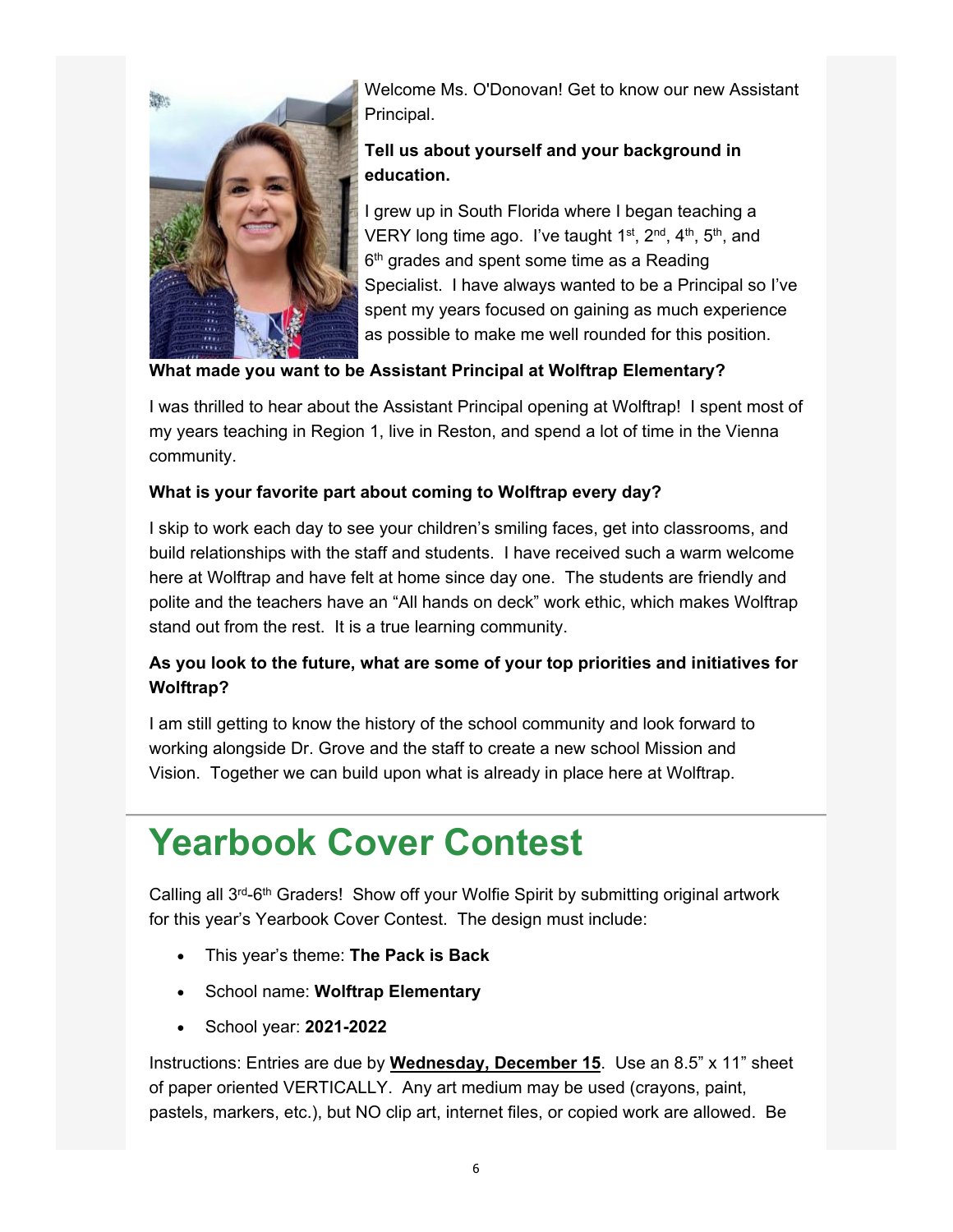Welcome Ms. O'Donovan! Get to know our new Assistant Principal.

**Tell us about yourself and your background in education.**

I grew up in South Florida where I began teaching a VERY long time ago. I've taught 1st, 2nd, 4th, 5th, and 6th grades and spent some time as a Reading Specialist. I have always wanted to be a Principal so I've spent my years focused on gaining as much experience as possible to make me well rounded for this position.

**What made you want to be Assistant Principal at Wolftrap Elementary?**

I was thrilled to hear about the Assistant Principal opening at Wolftrap! I spent most of my years teaching in Region 1, live in Reston, and spend a lot of time in the Vienna community.

**What is your favorite part about coming to Wolftrap every day?**

I skip to work each day to see your children's smiling faces, get into classrooms, and build relationships with the staff and students. I have received such a warm welcome here at Wolftrap and have felt at home since day one. The students are friendly and polite and the teachers have an "All hands on deck" work ethic, which makes Wolftrap stand out from the rest. It is a true learning community.

**As you look to the future, what are some of your top priorities and initiatives for Wolftrap?**

I am still getting to know the history of the school community and look forward to working alongside Dr. Grove and the staff to create a new school Mission and Vision. Together we can build upon what is already in place here at Wolftrap.

# Yearbook Cover Contest

Calling all 3rd-6th Graders! Show off your Wolfie Spirit by submitting original artwork for this year's Yearbook Cover Contest. The design must include:

- This year's theme: **The Pack is Back**
- School name: **Wolftrap Elementary**
- School year: **2021-2022**

Instructions: Entries are due by **Wednesday, December 15**. Use an 8.5" x 11" sheet of paper oriented VERTICALLY. Any art medium may be used (crayons, paint, pastels, markers, etc.), but NO clip art, internet files, or copied work are allowed. Be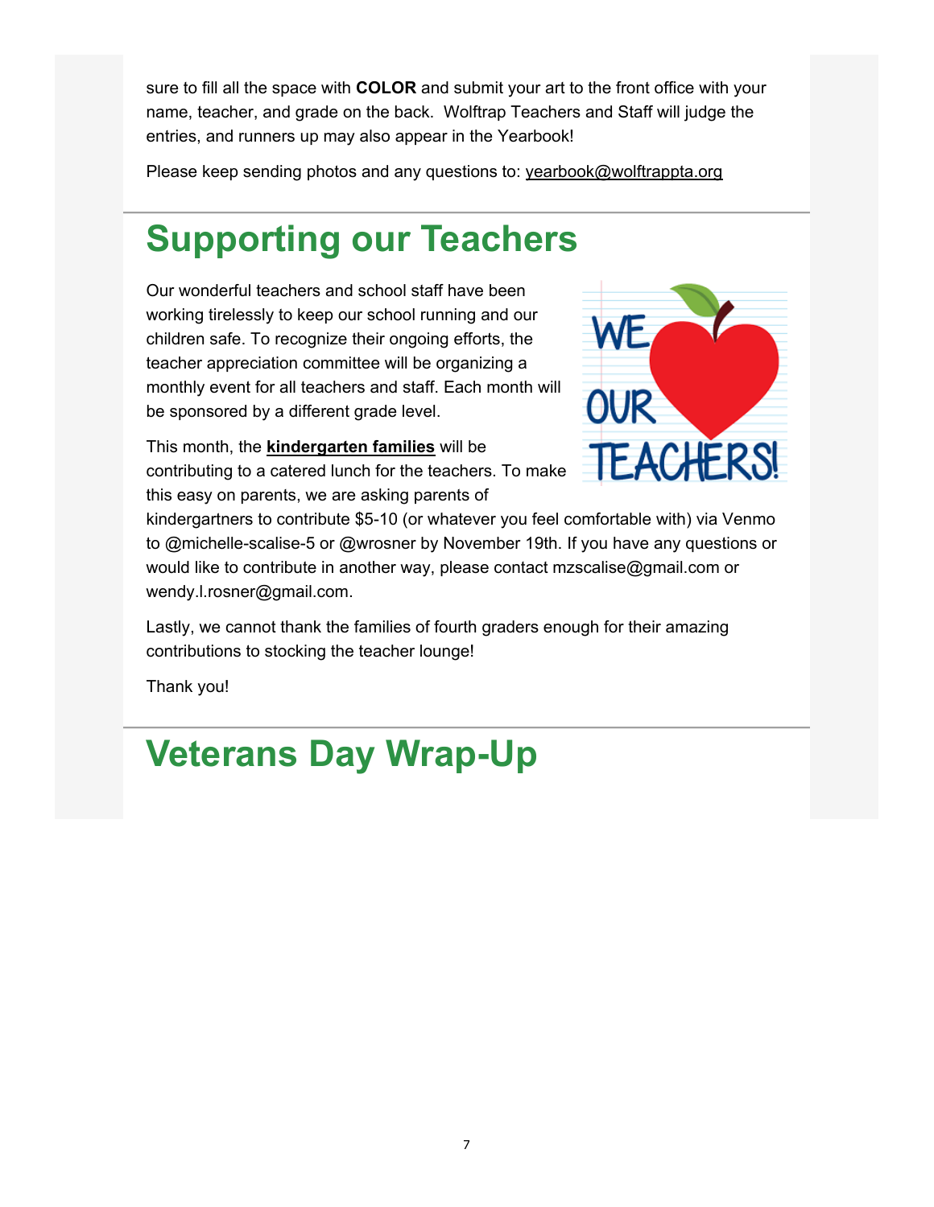sure to fill all the space with **COLOR** and submit your art to the front office with your name, teacher, and grade on the back. Wolftrap Teachers and Staff will judge the entries, and runners up may also appear in the Yearbook!

Please keep sending photos and any questions to: yearbook@wolftrappta.org

# Supporting our Teachers

Our wonderful teachers and school staff have been working tirelessly to keep our school running and our children safe. To recognize their ongoing efforts, the teacher appreciation committee will be organizing a monthly event for all teachers and staff. Each month will be sponsored by a different grade level.

This month, the **kindergarten families** will be contributing to a catered lunch for the teachers. To make this easy on parents, we are asking parents of kindergartners to contribute $5-10 (or whatever you feel comfortable with) via Venmo to @michelle-scalise-5 or @wrosner by November 19th. If you have any questions or would like to contribute in another way, please contact mzscalise@gmail.com or wendy.l.rosner@gmail.com.

Lastly, we cannot thank the families of fourth graders enough for their amazing contributions to stocking the teacher lounge!

Thank you!

# Veterans Day Wrap-Up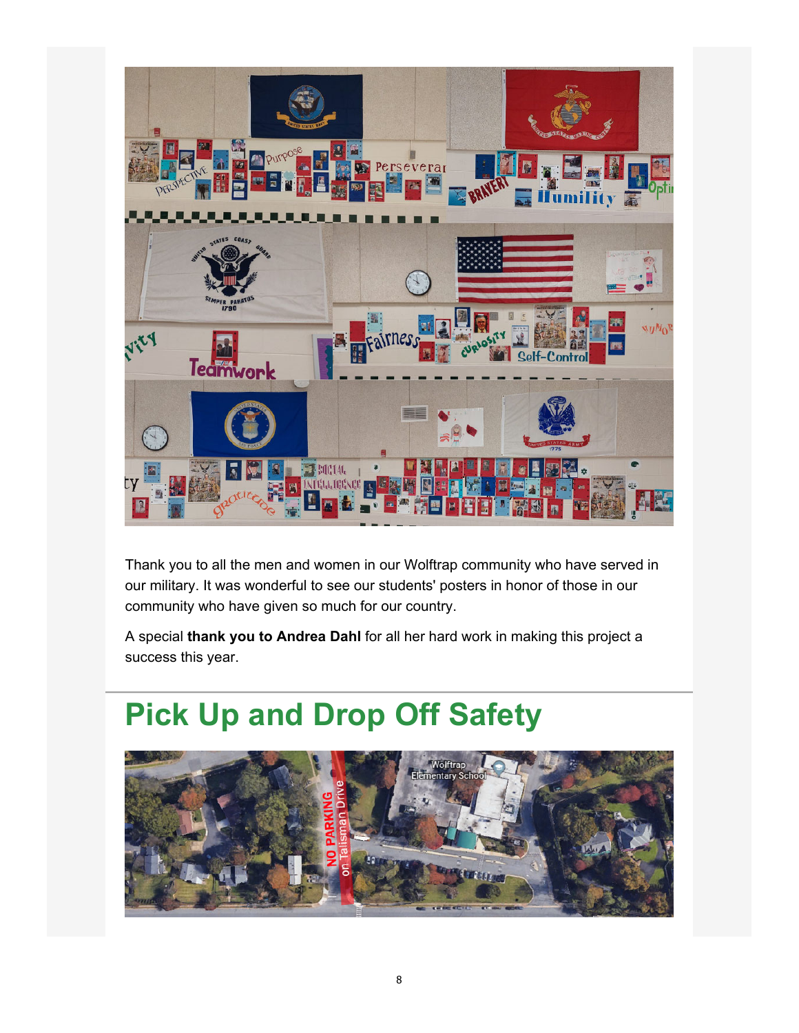Thank you to all the men and women in our Wolftrap community who have served in our military. It was wonderful to see our students' posters in honor of those in our community who have given so much for our country.

A special **thank you to Andrea Dahl** for all her hard work in making this project a success this year.

## Pick Up and Drop Off Safety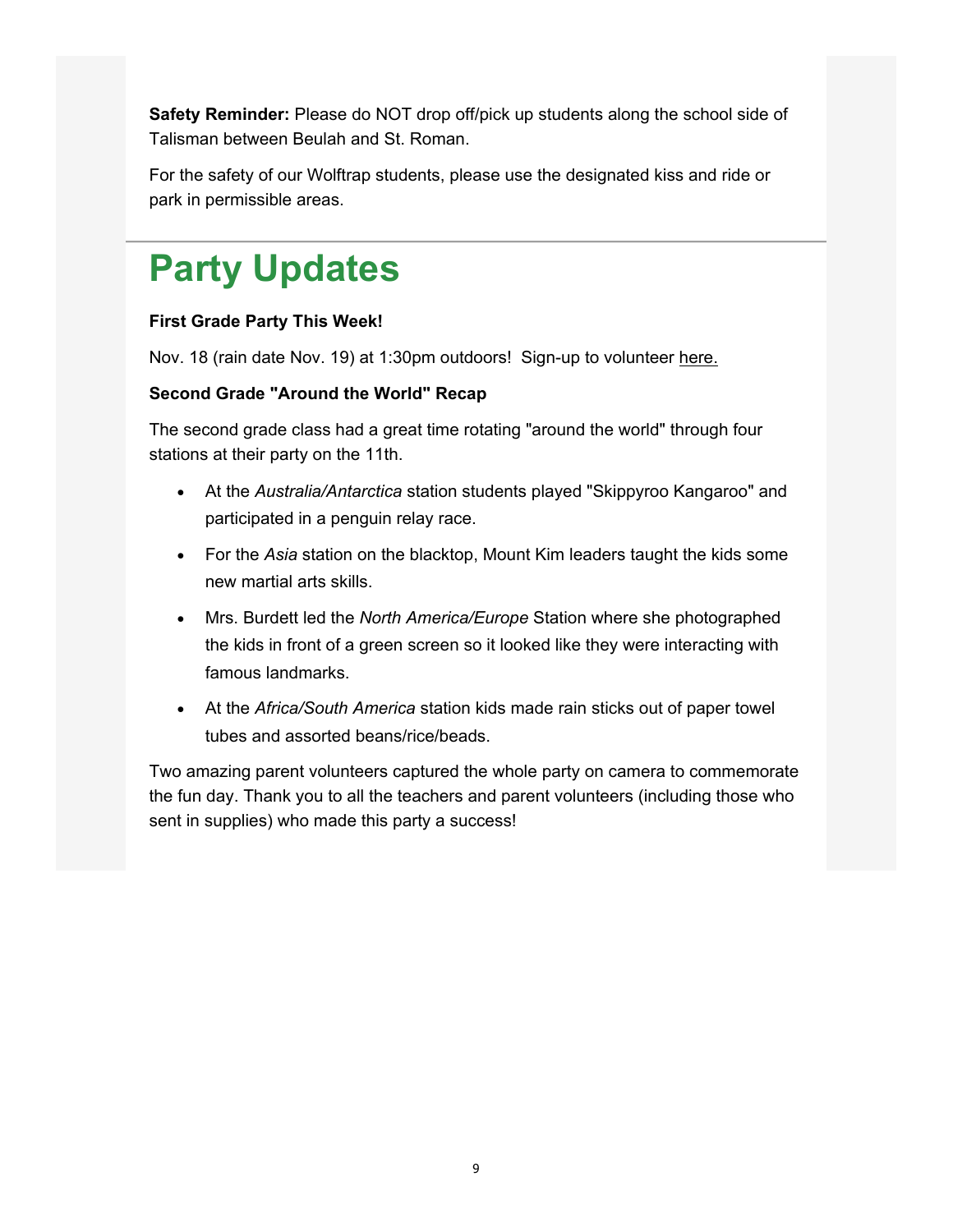**Safety Reminder:** Please do NOT drop off/pick up students along the school side of Talisman between Beulah and St. Roman.

For the safety of our Wolftrap students, please use the designated kiss and ride or park in permissible areas.

# Party Updates

**First Grade Party This Week!**

Nov. 18 (rain date Nov. 19) at 1:30pm outdoors! Sign-up to volunteer here.

**Second Grade "Around the World" Recap**

The second grade class had a great time rotating "around the world" through four stations at their party on the 11th.

- At the *Australia/Antarctica* station students played "Skippyroo Kangaroo" and participated in a penguin relay race.
- For the *Asia* station on the blacktop, Mount Kim leaders taught the kids some new martial arts skills.
- Mrs. Burdett led the *North America/Europe* Station where she photographed the kids in front of a green screen so it looked like they were interacting with famous landmarks.
- At the *Africa/South America* station kids made rain sticks out of paper towel tubes and assorted beans/rice/beads.

Two amazing parent volunteers captured the whole party on camera to commemorate the fun day. Thank you to all the teachers and parent volunteers (including those who sent in supplies) who made this party a success!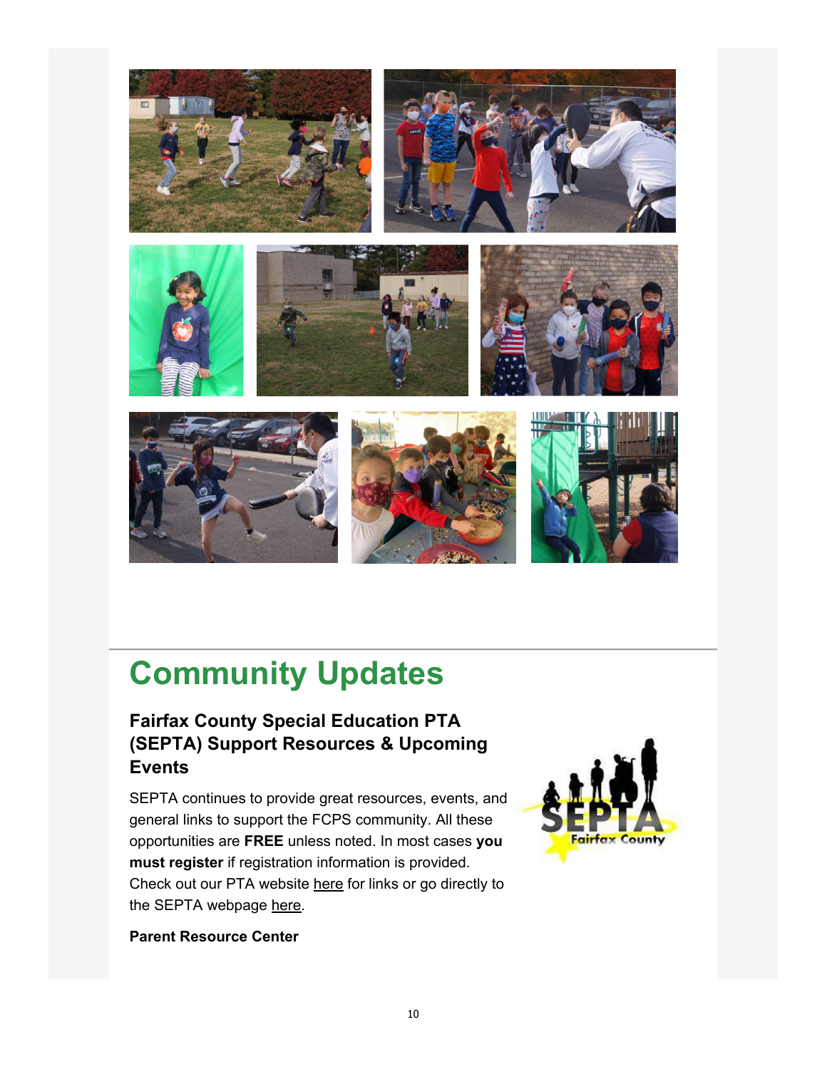# Community Updates

### Fairfax County Special Education PTA (SEPTA) Support Resources & Upcoming Events

SEPTA continues to provide great resources, events, and general links to support the FCPS community. All these opportunities are **FREE** unless noted. In most cases **you must register** if registration information is provided. Check out our PTA website here for links or go directly to the SEPTA webpage here.

**Parent Resource Center**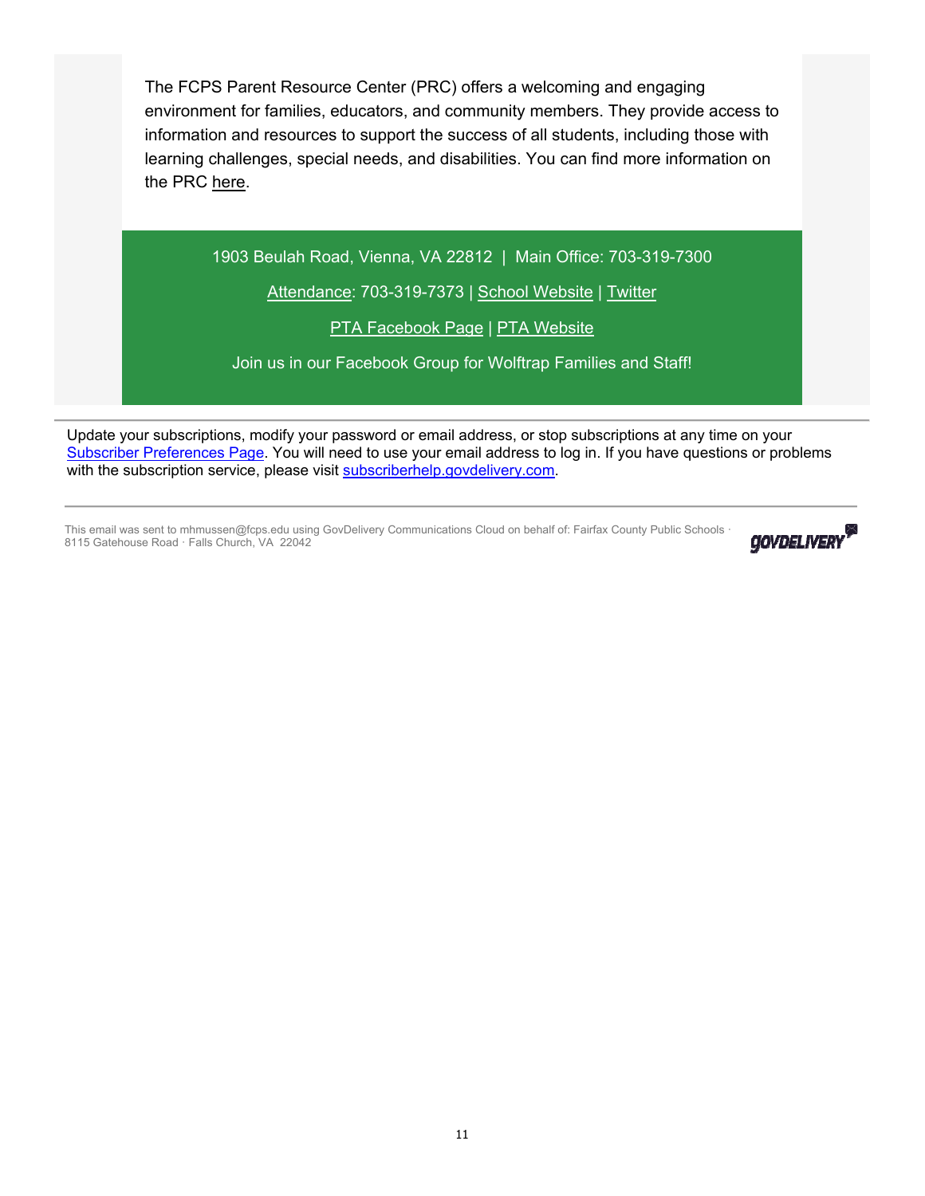The FCPS Parent Resource Center (PRC) offers a welcoming and engaging environment for families, educators, and community members. They provide access to information and resources to support the success of all students, including those with learning challenges, special needs, and disabilities. You can find more information on the PRC here.

1903 Beulah Road, Vienna, VA 22812 | Main Office: 703-319-7300

Attendance: 703-319-7373 | School Website | Twitter

PTA Facebook Page | PTA Website

Join us in our Facebook Group for Wolftrap Families and Staff!

---

Update your subscriptions, modify your password or email address, or stop subscriptions at any time on your Subscriber Preferences Page. You will need to use your email address to log in. If you have questions or problems with the subscription service, please visit subscriberhelp.govdelivery.com.

---

This email was sent to mhmussen@fcps.edu using GovDelivery Communications Cloud on behalf of: Fairfax County Public Schools · 8115 Gatehouse Road · Falls Church, VA 22042

GOVDELIVERY